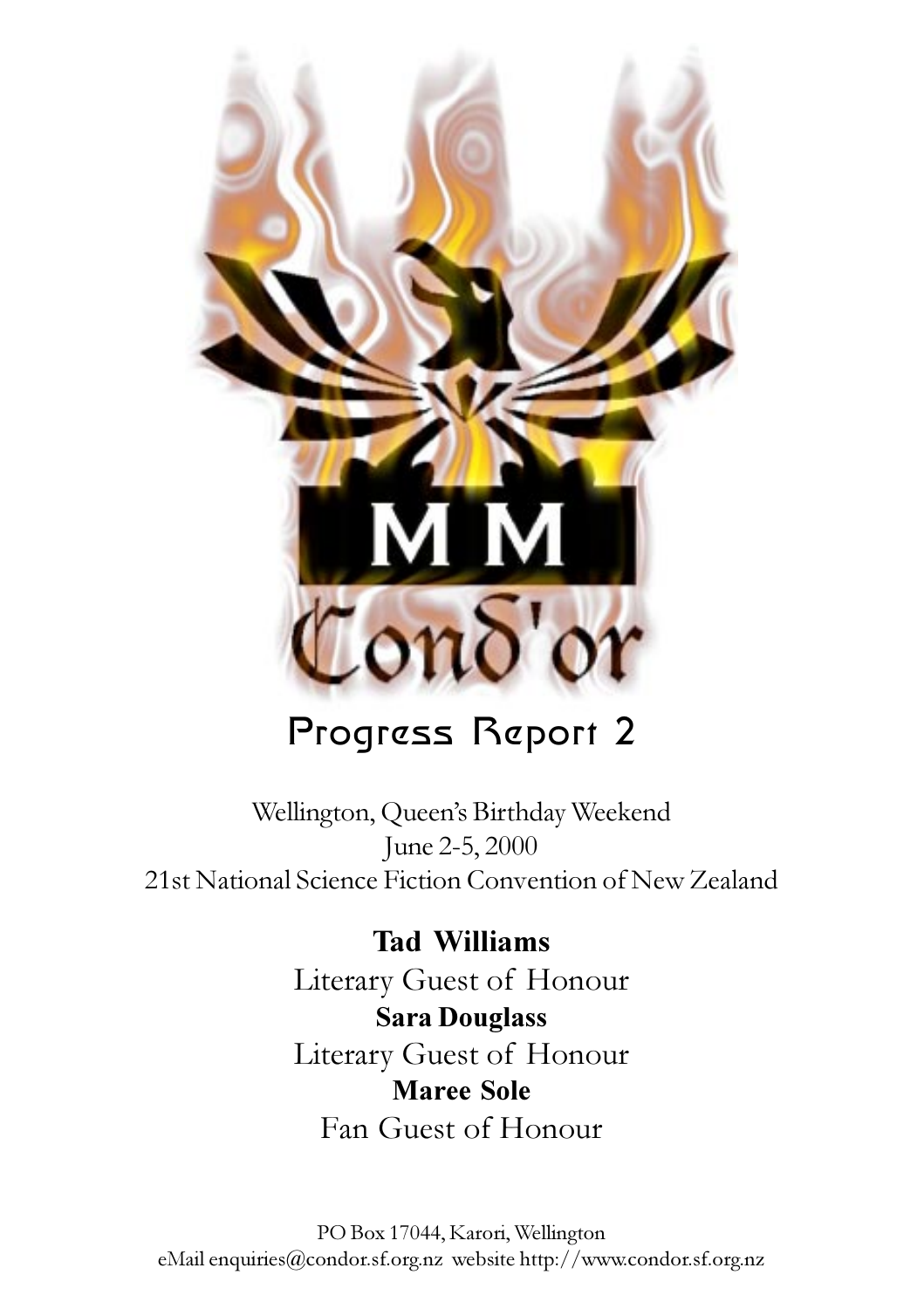MM

Cond'or

# Progress Report 2

Wellington, Queen's Birthday Weekend
June 2-5, 2000
21st National Science Fiction Convention of New Zealand

**Tad Williams**
Literary Guest of Honour
**Sara Douglass**
Literary Guest of Honour
**Maree Sole**
Fan Guest of Honour

PO Box 17044, Karori, Wellington
eMail enquiries@condor.sf.org.nz website http://www.condor.sf.org.nz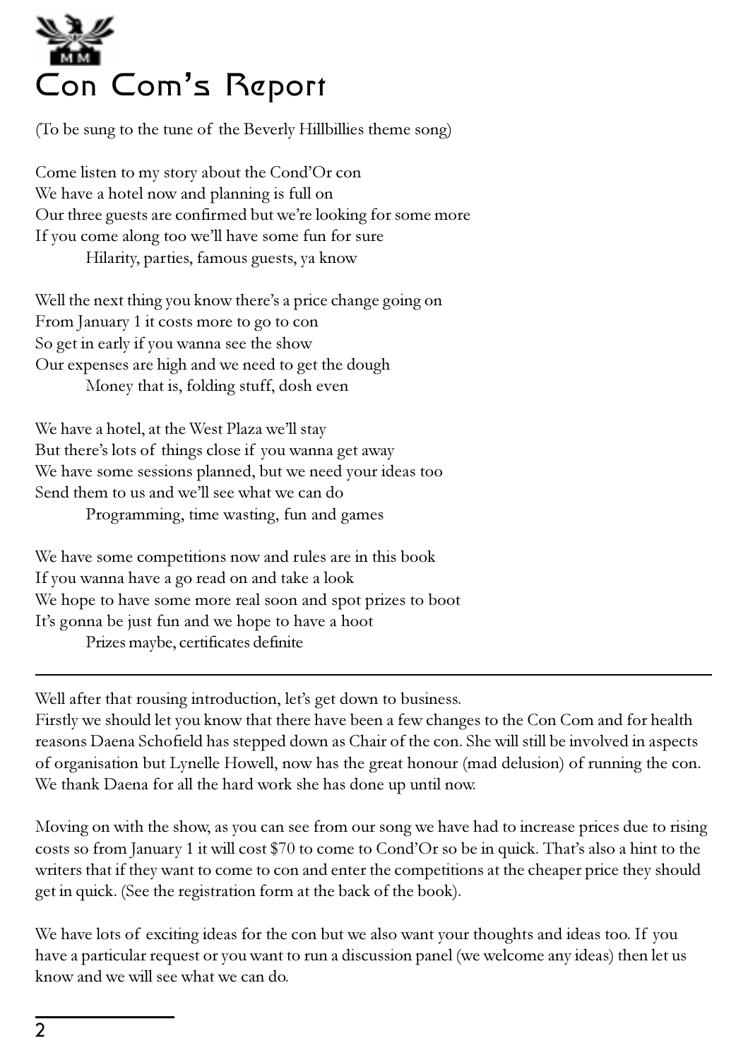# Con Com's Report

(To be sung to the tune of the Beverly Hillbillies theme song)

Come listen to my story about the Cond'Or con
We have a hotel now and planning is full on
Our three guests are confirmed but we're looking for some more
If you come along too we'll have some fun for sure
    Hilarity, parties, famous guests, ya know

Well the next thing you know there's a price change going on
From January 1 it costs more to go to con
So get in early if you wanna see the show
Our expenses are high and we need to get the dough
    Money that is, folding stuff, dosh even

We have a hotel, at the West Plaza we'll stay
But there's lots of things close if you wanna get away
We have some sessions planned, but we need your ideas too
Send them to us and we'll see what we can do
    Programming, time wasting, fun and games

We have some competitions now and rules are in this book
If you wanna have a go read on and take a look
We hope to have some more real soon and spot prizes to boot
It's gonna be just fun and we hope to have a hoot
    Prizes maybe, certificates definite

---

Well after that rousing introduction, let's get down to business.
Firstly we should let you know that there have been a few changes to the Con Com and for health reasons Daena Schofield has stepped down as Chair of the con. She will still be involved in aspects of organisation but Lynelle Howell, now has the great honour (mad delusion) of running the con. We thank Daena for all the hard work she has done up until now.

Moving on with the show, as you can see from our song we have had to increase prices due to rising costs so from January 1 it will cost $70 to come to Cond'Or so be in quick. That's also a hint to the writers that if they want to come to con and enter the competitions at the cheaper price they should get in quick. (See the registration form at the back of the book).

We have lots of exciting ideas for the con but we also want your thoughts and ideas too. If you have a particular request or you want to run a discussion panel (we welcome any ideas) then let us know and we will see what we can do.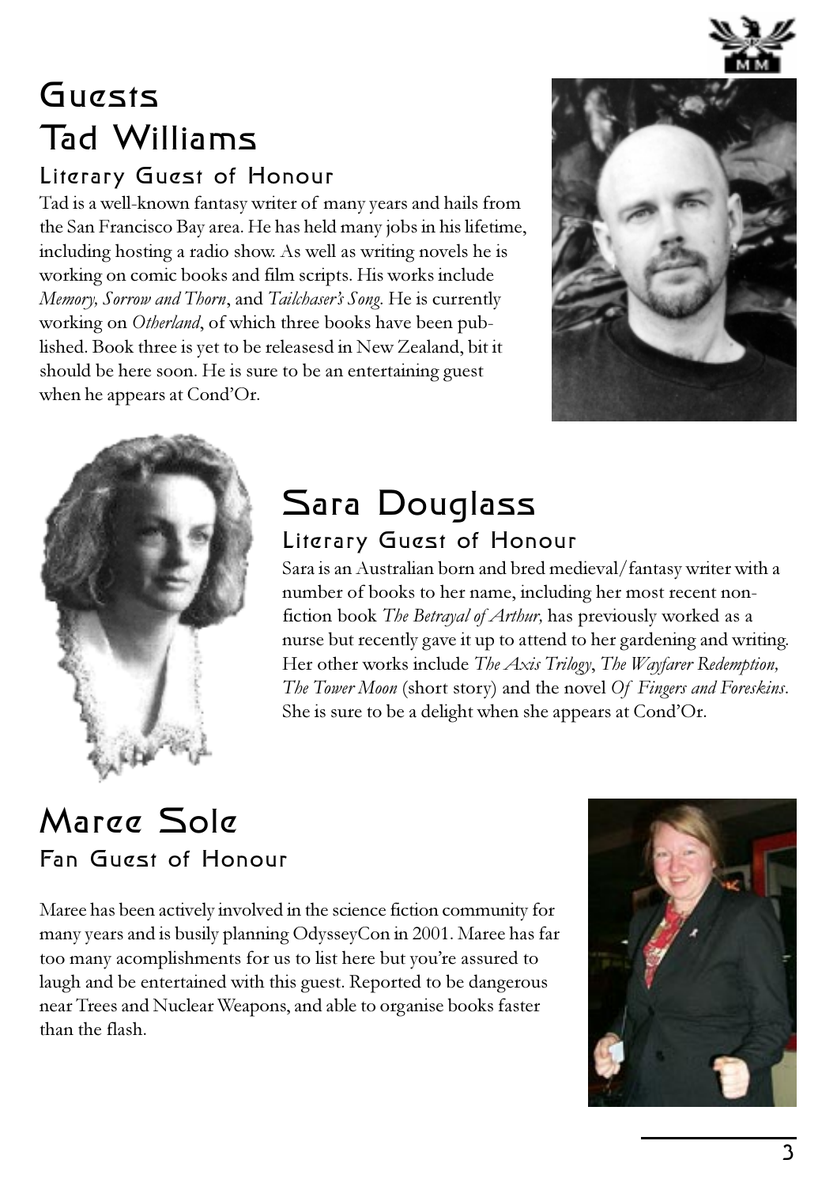# Guests

## Tad Williams

### Literary Guest of Honour

Tad is a well-known fantasy writer of many years and hails from the San Francisco Bay area. He has held many jobs in his lifetime, including hosting a radio show. As well as writing novels he is working on comic books and film scripts. His works include *Memory, Sorrow and Thorn*, and *Tailchaser's Song*. He is currently working on *Otherland*, of which three books have been published. Book three is yet to be releasesd in New Zealand, bit it should be here soon. He is sure to be an entertaining guest when he appears at Cond'Or.

## Sara Douglass

### Literary Guest of Honour

Sara is an Australian born and bred medieval/fantasy writer with a number of books to her name, including her most recent non-fiction book *The Betrayal of Arthur,* has previously worked as a nurse but recently gave it up to attend to her gardening and writing. Her other works include *The Axis Trilogy*, *The Wayfarer Redemption, The Tower Moon* (short story) and the novel *Of Fingers and Foreskins*. She is sure to be a delight when she appears at Cond'Or.

## Maree Sole

### Fan Guest of Honour

Maree has been actively involved in the science fiction community for many years and is busily planning OdysseyCon in 2001. Maree has far too many acomplishments for us to list here but you're assured to laugh and be entertained with this guest. Reported to be dangerous near Trees and Nuclear Weapons, and able to organise books faster than the flash.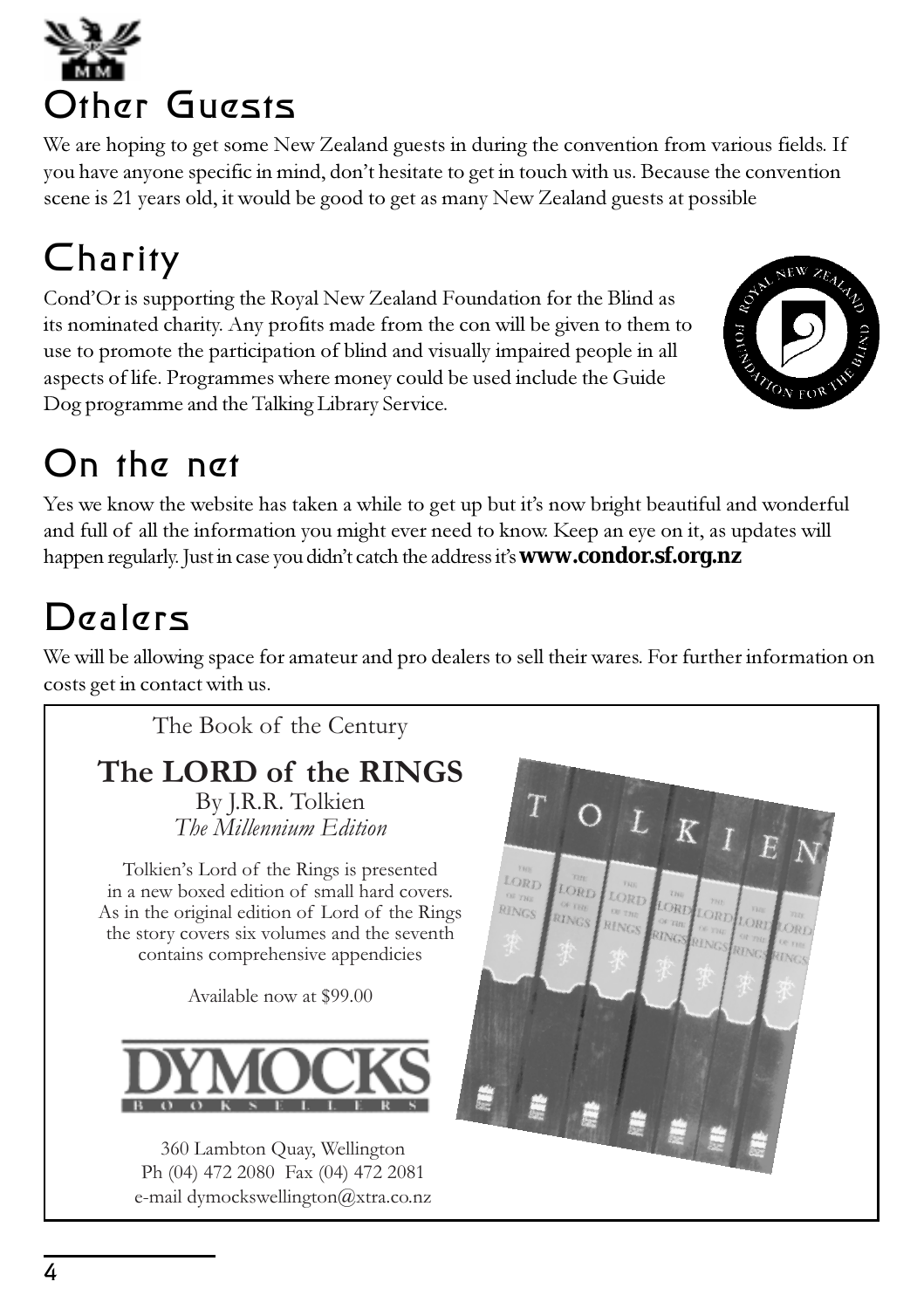# Other Guests

We are hoping to get some New Zealand guests in during the convention from various fields. If you have anyone specific in mind, don't hesitate to get in touch with us. Because the convention scene is 21 years old, it would be good to get as many New Zealand guests at possible

# Charity

Cond'Or is supporting the Royal New Zealand Foundation for the Blind as its nominated charity. Any profits made from the con will be given to them to use to promote the participation of blind and visually impaired people in all aspects of life. Programmes where money could be used include the Guide Dog programme and the Talking Library Service.

# On the net

Yes we know the website has taken a while to get up but it's now bright beautiful and wonderful and full of all the information you might ever need to know. Keep an eye on it, as updates will happen regularly. Just in case you didn't catch the address it's **www.condor.sf.org.nz**

# Dealers

We will be allowing space for amateur and pro dealers to sell their wares. For further information on costs get in contact with us.

---

The Book of the Century

**The LORD of the RINGS**

By J.R.R. Tolkien

*The Millennium Edition*

Tolkien's Lord of the Rings is presented in a new boxed edition of small hard covers. As in the original edition of Lord of the Rings the story covers six volumes and the seventh contains comprehensive appendicies

Available now at $99.00

DYMOCKS BOOKSELLERS

360 Lambton Quay, Wellington
Ph (04) 472 2080 Fax (04) 472 2081
e-mail dymockswellington@xtra.co.nz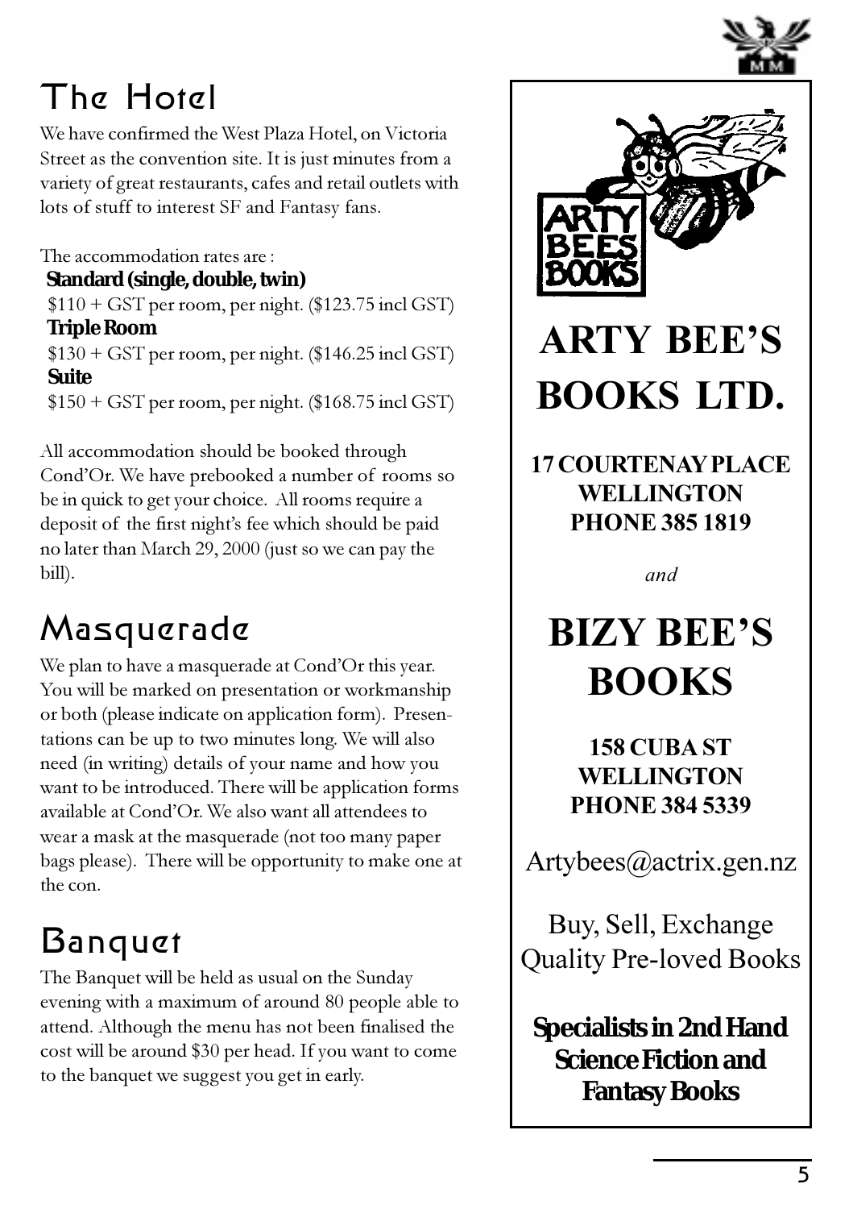# The Hotel

We have confirmed the West Plaza Hotel, on Victoria Street as the convention site. It is just minutes from a variety of great restaurants, cafes and retail outlets with lots of stuff to interest SF and Fantasy fans.

The accommodation rates are :

**Standard (single, double, twin)**
$110 + GST per room, per night. ($123.75 incl GST)

**Triple Room**
$130 + GST per room, per night. ($146.25 incl GST)

**Suite**
$150 + GST per room, per night. ($168.75 incl GST)

All accommodation should be booked through Cond'Or. We have prebooked a number of rooms so be in quick to get your choice. All rooms require a deposit of the first night's fee which should be paid no later than March 29, 2000 (just so we can pay the bill).

# Masquerade

We plan to have a masquerade at Cond'Or this year. You will be marked on presentation or workmanship or both (please indicate on application form). Presentations can be up to two minutes long. We will also need (in writing) details of your name and how you want to be introduced. There will be application forms available at Cond'Or. We also want all attendees to wear a mask at the masquerade (not too many paper bags please). There will be opportunity to make one at the con.

# Banquet

The Banquet will be held as usual on the Sunday evening with a maximum of around 80 people able to attend. Although the menu has not been finalised the cost will be around $30 per head. If you want to come to the banquet we suggest you get in early.

---

ARTY BEES BOOKS

## ARTY BEE'S BOOKS LTD.

**17 COURTENAY PLACE**
**WELLINGTON**
**PHONE 385 1819**

*and*

## BIZY BEE'S BOOKS

**158 CUBA ST**
**WELLINGTON**
**PHONE 384 5339**

Artybees@actrix.gen.nz

Buy, Sell, Exchange
Quality Pre-loved Books

**Specialists in 2nd Hand Science Fiction and Fantasy Books**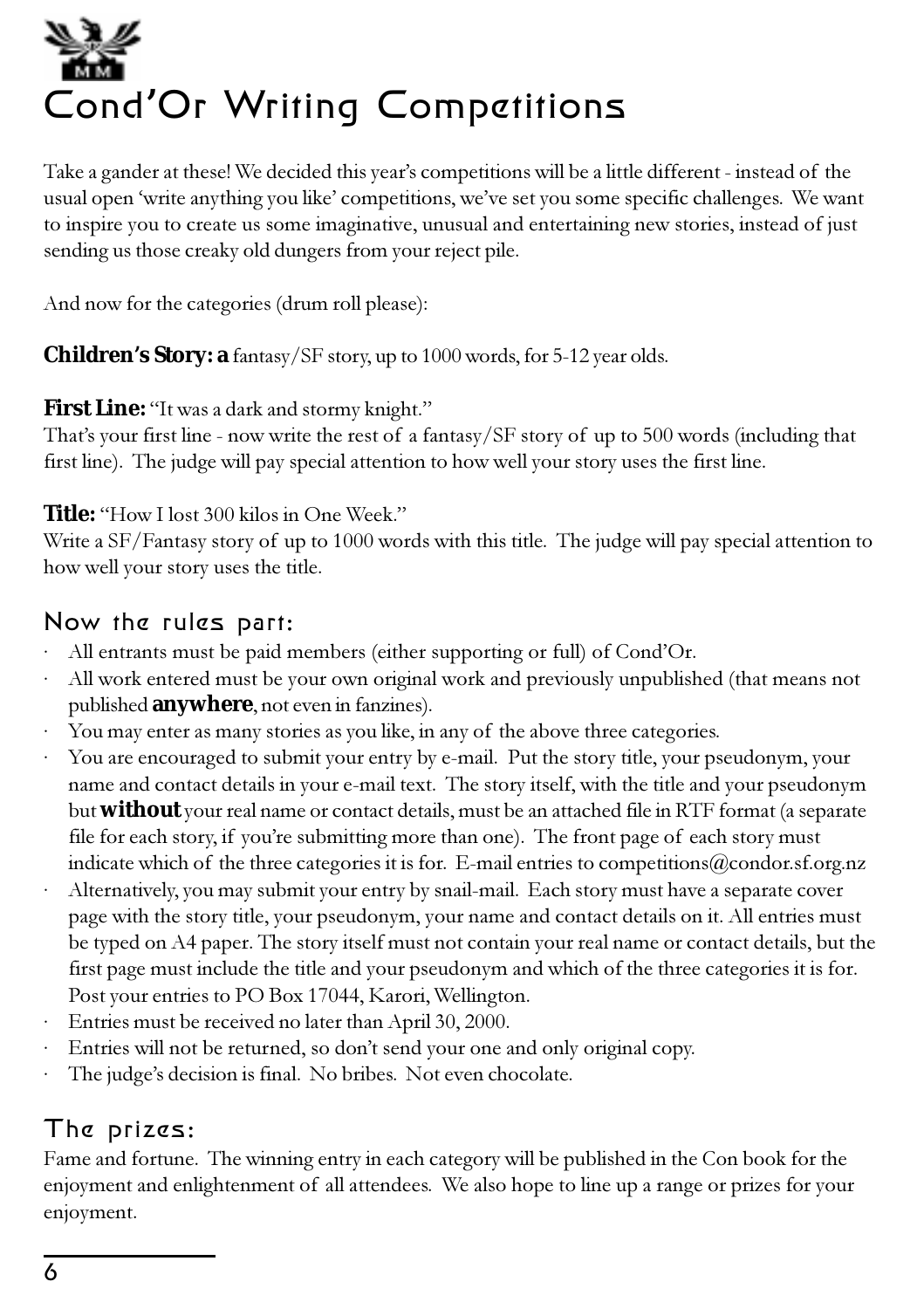# Cond'Or Writing Competitions

Take a gander at these! We decided this year's competitions will be a little different - instead of the usual open 'write anything you like' competitions, we've set you some specific challenges. We want to inspire you to create us some imaginative, unusual and entertaining new stories, instead of just sending us those creaky old dungers from your reject pile.

And now for the categories (drum roll please):

**Children's Story: a** fantasy/SF story, up to 1000 words, for 5-12 year olds.

**First Line:** "It was a dark and stormy knight."
That's your first line - now write the rest of a fantasy/SF story of up to 500 words (including that first line). The judge will pay special attention to how well your story uses the first line.

**Title:** "How I lost 300 kilos in One Week."
Write a SF/Fantasy story of up to 1000 words with this title. The judge will pay special attention to how well your story uses the title.

## Now the rules part:

- All entrants must be paid members (either supporting or full) of Cond'Or.
- All work entered must be your own original work and previously unpublished (that means not published **anywhere**, not even in fanzines).
- You may enter as many stories as you like, in any of the above three categories.
- You are encouraged to submit your entry by e-mail. Put the story title, your pseudonym, your name and contact details in your e-mail text. The story itself, with the title and your pseudonym but **without** your real name or contact details, must be an attached file in RTF format (a separate file for each story, if you're submitting more than one). The front page of each story must indicate which of the three categories it is for. E-mail entries to competitions@condor.sf.org.nz
- Alternatively, you may submit your entry by snail-mail. Each story must have a separate cover page with the story title, your pseudonym, your name and contact details on it. All entries must be typed on A4 paper. The story itself must not contain your real name or contact details, but the first page must include the title and your pseudonym and which of the three categories it is for. Post your entries to PO Box 17044, Karori, Wellington.
- Entries must be received no later than April 30, 2000.
- Entries will not be returned, so don't send your one and only original copy.
- The judge's decision is final. No bribes. Not even chocolate.

## The prizes:

Fame and fortune. The winning entry in each category will be published in the Con book for the enjoyment and enlightenment of all attendees. We also hope to line up a range or prizes for your enjoyment.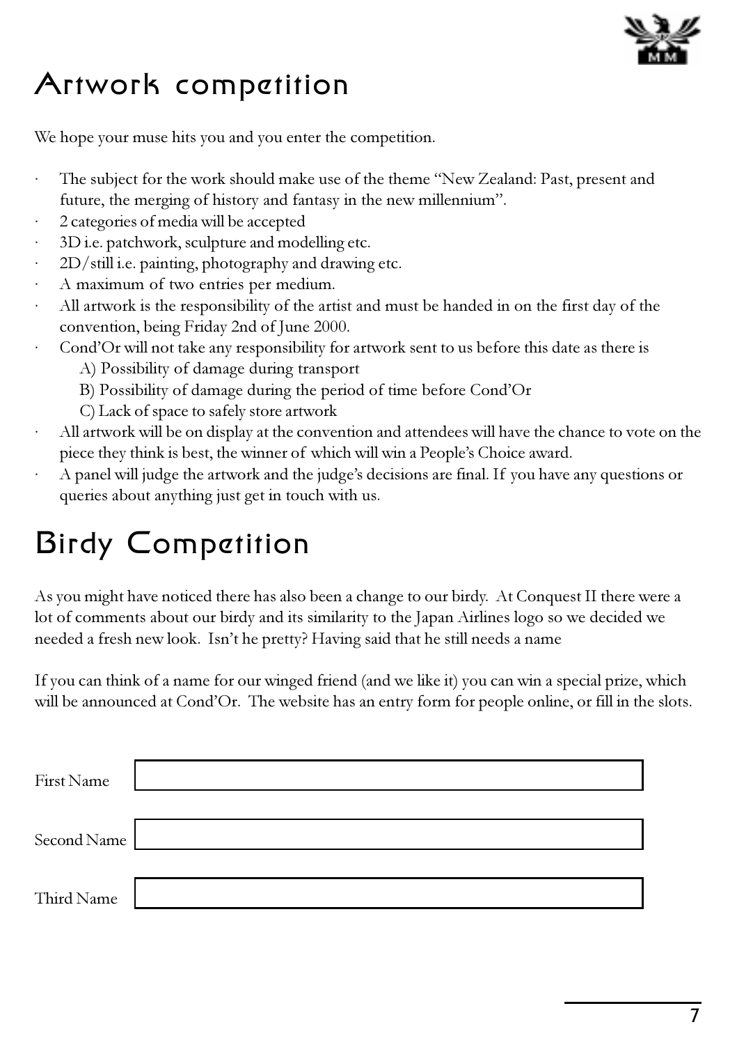# Artwork competition

We hope your muse hits you and you enter the competition.

- The subject for the work should make use of the theme "New Zealand: Past, present and future, the merging of history and fantasy in the new millennium".
- 2 categories of media will be accepted
- 3D i.e. patchwork, sculpture and modelling etc.
- 2D/still i.e. painting, photography and drawing etc.
- A maximum of two entries per medium.
- All artwork is the responsibility of the artist and must be handed in on the first day of the convention, being Friday 2nd of June 2000.
- Cond'Or will not take any responsibility for artwork sent to us before this date as there is
  - A) Possibility of damage during transport
  - B) Possibility of damage during the period of time before Cond'Or
  - C) Lack of space to safely store artwork
- All artwork will be on display at the convention and attendees will have the chance to vote on the piece they think is best, the winner of which will win a People's Choice award.
- A panel will judge the artwork and the judge's decisions are final. If you have any questions or queries about anything just get in touch with us.

# Birdy Competition

As you might have noticed there has also been a change to our birdy. At Conquest II there were a lot of comments about our birdy and its similarity to the Japan Airlines logo so we decided we needed a fresh new look. Isn't he pretty? Having said that he still needs a name

If you can think of a name for our winged friend (and we like it) you can win a special prize, which will be announced at Cond'Or. The website has an entry form for people online, or fill in the slots.

First Name ______________________

Second Name ______________________

Third Name ______________________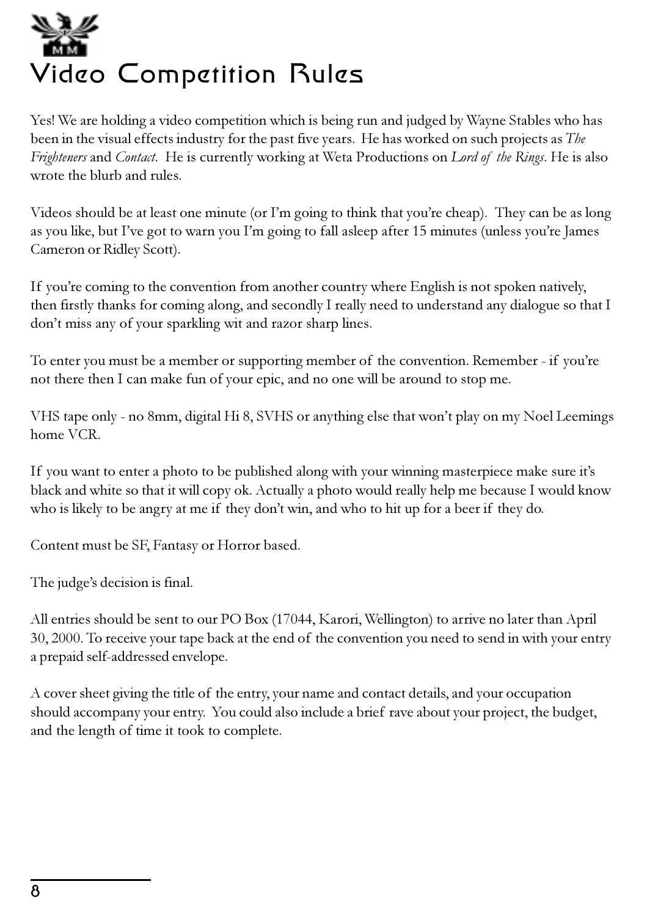# Video Competition Rules

Yes! We are holding a video competition which is being run and judged by Wayne Stables who has been in the visual effects industry for the past five years. He has worked on such projects as *The Frighteners* and *Contact*. He is currently working at Weta Productions on *Lord of the Rings*. He is also wrote the blurb and rules.

Videos should be at least one minute (or I'm going to think that you're cheap). They can be as long as you like, but I've got to warn you I'm going to fall asleep after 15 minutes (unless you're James Cameron or Ridley Scott).

If you're coming to the convention from another country where English is not spoken natively, then firstly thanks for coming along, and secondly I really need to understand any dialogue so that I don't miss any of your sparkling wit and razor sharp lines.

To enter you must be a member or supporting member of the convention. Remember - if you're not there then I can make fun of your epic, and no one will be around to stop me.

VHS tape only - no 8mm, digital Hi 8, SVHS or anything else that won't play on my Noel Leemings home VCR.

If you want to enter a photo to be published along with your winning masterpiece make sure it's black and white so that it will copy ok. Actually a photo would really help me because I would know who is likely to be angry at me if they don't win, and who to hit up for a beer if they do.

Content must be SF, Fantasy or Horror based.

The judge's decision is final.

All entries should be sent to our PO Box (17044, Karori, Wellington) to arrive no later than April 30, 2000. To receive your tape back at the end of the convention you need to send in with your entry a prepaid self-addressed envelope.

A cover sheet giving the title of the entry, your name and contact details, and your occupation should accompany your entry. You could also include a brief rave about your project, the budget, and the length of time it took to complete.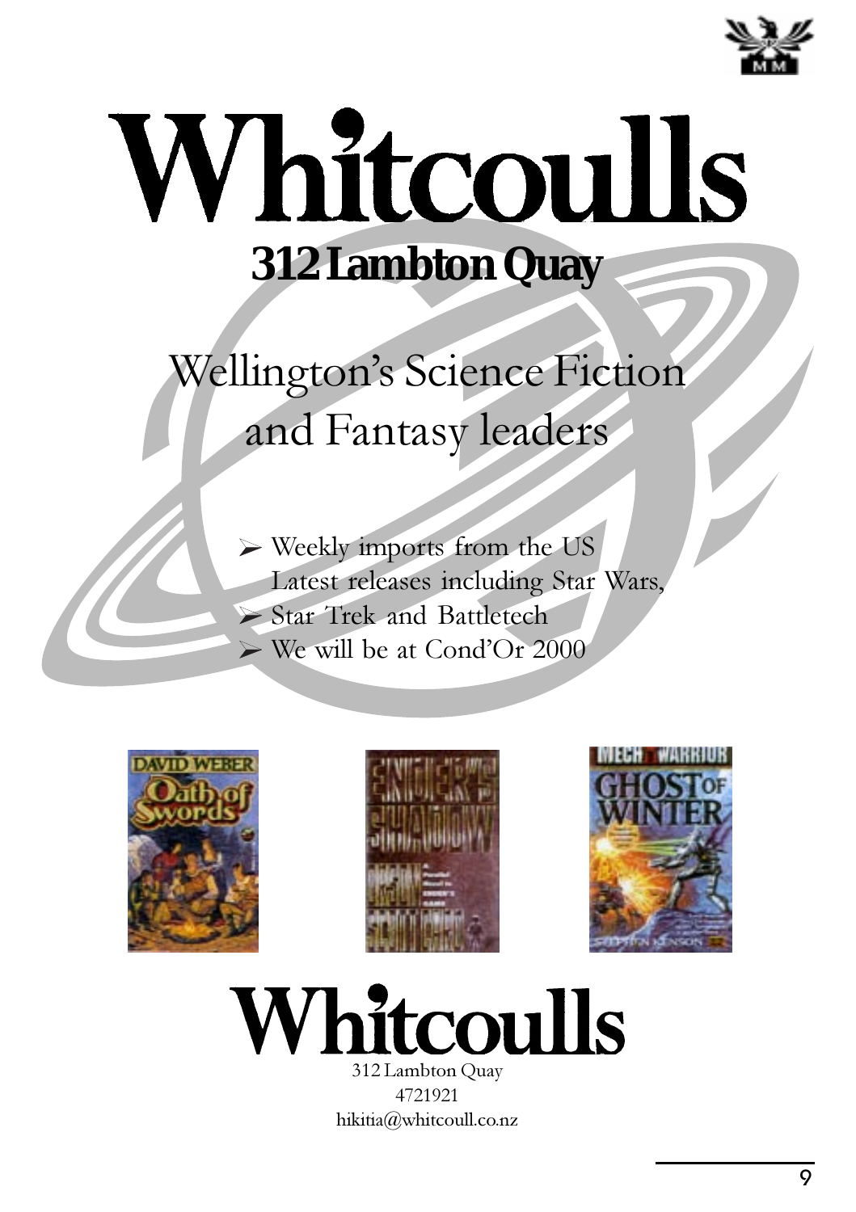# Whitcoulls

## 312 Lambton Quay

Wellington's Science Fiction and Fantasy leaders

- Weekly imports from the US
  Latest releases including Star Wars,
- Star Trek and Battletech
- We will be at Cond'Or 2000

# Whitcoulls

312 Lambton Quay
4721921
hikitia@whitcoull.co.nz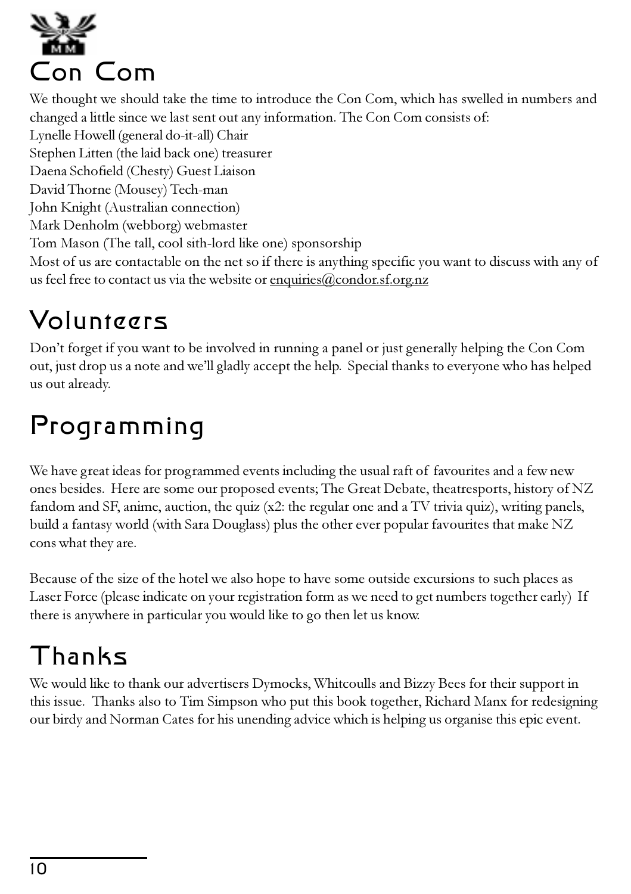# Con Com

We thought we should take the time to introduce the Con Com, which has swelled in numbers and changed a little since we last sent out any information. The Con Com consists of:
Lynelle Howell (general do-it-all) Chair
Stephen Litten (the laid back one) treasurer
Daena Schofield (Chesty) Guest Liaison
David Thorne (Mousey) Tech-man
John Knight (Australian connection)
Mark Denholm (webborg) webmaster
Tom Mason (The tall, cool sith-lord like one) sponsorship
Most of us are contactable on the net so if there is anything specific you want to discuss with any of us feel free to contact us via the website or enquiries@condor.sf.org.nz

# Volunteers

Don't forget if you want to be involved in running a panel or just generally helping the Con Com out, just drop us a note and we'll gladly accept the help. Special thanks to everyone who has helped us out already.

# Programming

We have great ideas for programmed events including the usual raft of favourites and a few new ones besides. Here are some our proposed events; The Great Debate, theatresports, history of NZ fandom and SF, anime, auction, the quiz (x2: the regular one and a TV trivia quiz), writing panels, build a fantasy world (with Sara Douglass) plus the other ever popular favourites that make NZ cons what they are.

Because of the size of the hotel we also hope to have some outside excursions to such places as Laser Force (please indicate on your registration form as we need to get numbers together early) If there is anywhere in particular you would like to go then let us know.

# Thanks

We would like to thank our advertisers Dymocks, Whitcoulls and Bizzy Bees for their support in this issue. Thanks also to Tim Simpson who put this book together, Richard Manx for redesigning our birdy and Norman Cates for his unending advice which is helping us organise this epic event.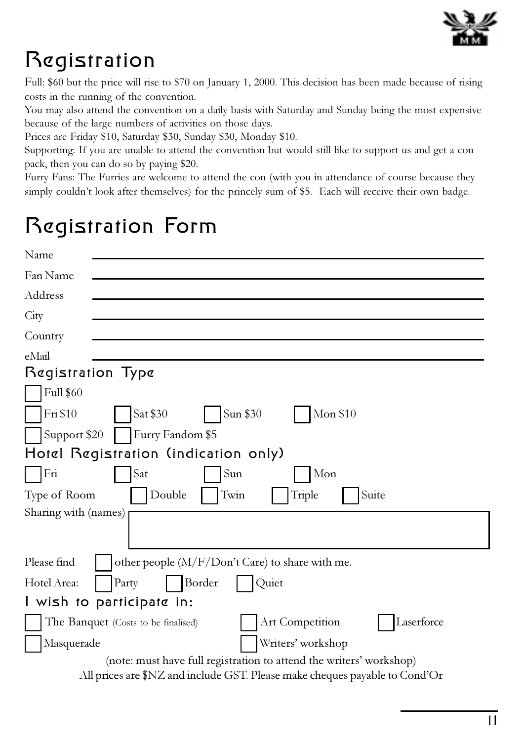# Registration

Full: $60 but the price will rise to $70 on January 1, 2000. This decision has been made because of rising costs in the running of the convention.

You may also attend the convention on a daily basis with Saturday and Sunday being the most expensive because of the large numbers of activities on those days.

Prices are Friday $10, Saturday $30, Sunday $30, Monday $10.

Supporting: If you are unable to attend the convention but would still like to support us and get a con pack, then you can do so by paying $20.

Furry Fans: The Furries are welcome to attend the con (with you in attendance of course because they simply couldn't look after themselves) for the princely sum of $5. Each will receive their own badge.

# Registration Form

Name ______________________________

Fan Name ______________________________

Address ______________________________

City ______________________________

Country ______________________________

eMail ______________________________

## Registration Type

☐ Full $60

☐ Fri $10 ☐ Sat $30 ☐ Sun $30 ☐ Mon $10

☐ Support $20 ☐ Furry Fandom $5

## Hotel Registration (indication only)

☐ Fri ☐ Sat ☐ Sun ☐ Mon

Type of Room ☐ Double ☐ Twin ☐ Triple ☐ Suite

Sharing with (names) ______________________________

Please find ☐ other people (M/F/Don't Care) to share with me.

Hotel Area: ☐ Party ☐ Border ☐ Quiet

## I wish to participate in:

☐ The Banquet (Costs to be finalised) ☐ Art Competition ☐ Laserforce

☐ Masquerade ☐ Writers' workshop

(note: must have full registration to attend the writers' workshop)

All prices are $NZ and include GST. Please make cheques payable to Cond'Or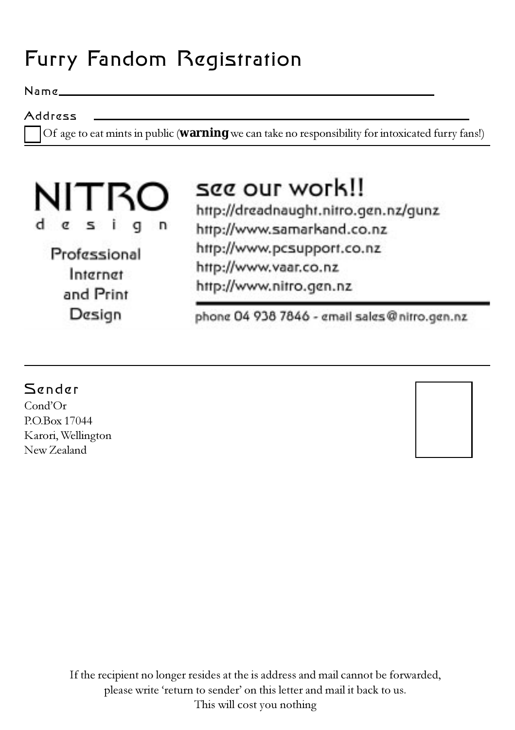# Furry Fandom Registration

Name\_\_\_\_\_\_\_\_\_\_\_\_\_\_\_\_\_\_\_\_\_\_\_\_\_\_\_\_\_\_\_\_\_\_\_\_\_\_\_\_\_\_\_\_\_\_\_\_

Address \_\_\_\_\_\_\_\_\_\_\_\_\_\_\_\_\_\_\_\_\_\_\_\_\_\_\_\_\_\_\_\_\_\_\_\_\_\_\_\_\_\_\_\_\_\_\_\_

☐ Of age to eat mints in public (**warning** we can take no responsibility for intoxicated furry fans!)

---

NITRO
design

Professional
Internet
and Print
Design

see our work!!

http://dreadnaught.nitro.gen.nz/gunz
http://www.samarkand.co.nz
http://www.pcsupport.co.nz
http://www.vaar.co.nz
http://www.nitro.gen.nz

phone 04 938 7846 - email sales@nitro.gen.nz

---

## Sender

Cond'Or
P.O.Box 17044
Karori, Wellington
New Zealand

If the recipient no longer resides at the is address and mail cannot be forwarded,
please write 'return to sender' on this letter and mail it back to us.
This will cost you nothing